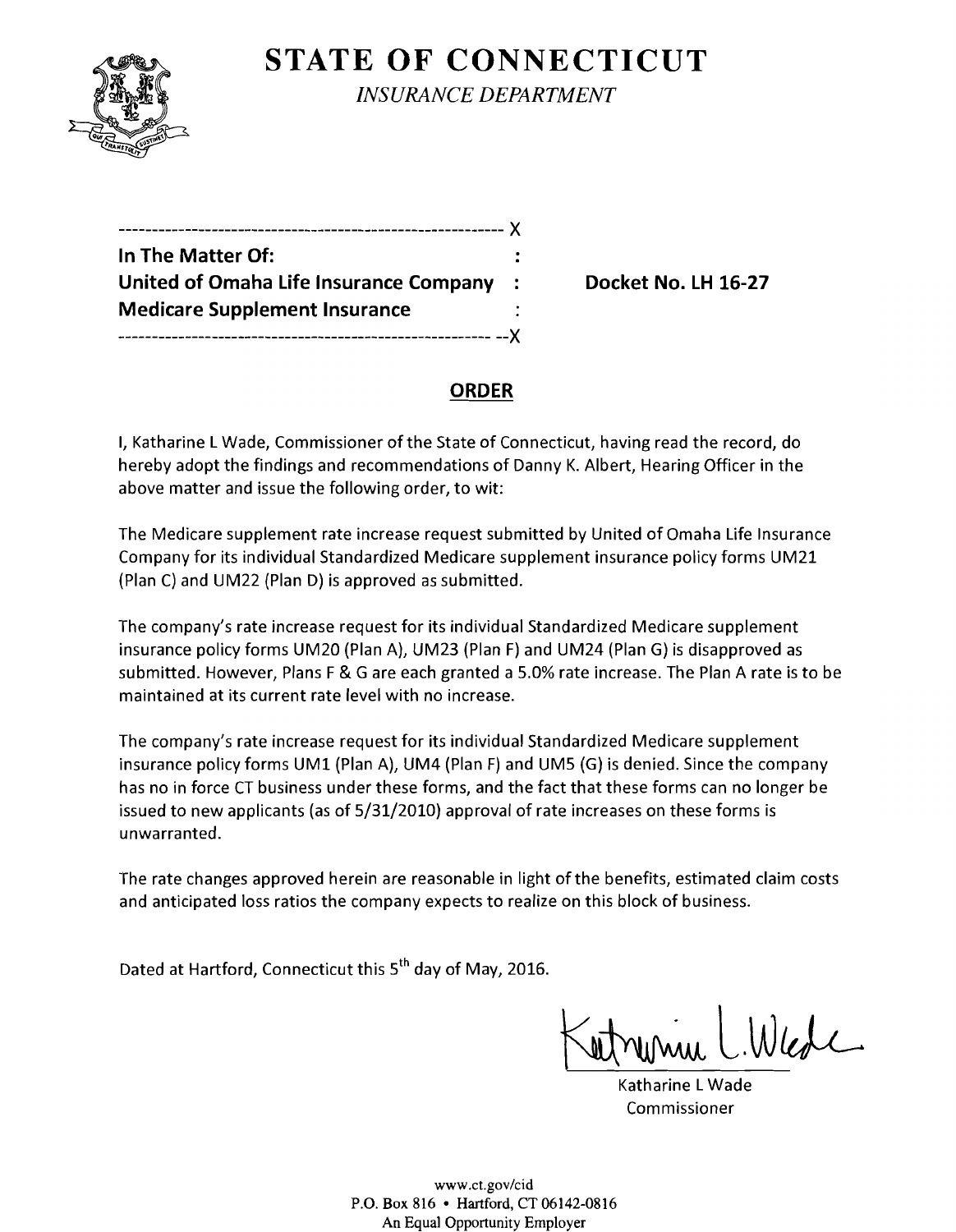# STATE OF CONNECTICUT

*INSURANCE DEPARTMENT*

---------------------------------------------------------- X

**In The Matter Of:** :

**United of Omaha Life Insurance Company** : **Docket No. LH 16-27**

**Medicare Supplement Insurance** :

---------------------------------------------------------- --X

## ORDER

I, Katharine L Wade, Commissioner of the State of Connecticut, having read the record, do hereby adopt the findings and recommendations of Danny K. Albert, Hearing Officer in the above matter and issue the following order, to wit:

The Medicare supplement rate increase request submitted by United of Omaha Life Insurance Company for its individual Standardized Medicare supplement insurance policy forms UM21 (Plan C) and UM22 (Plan D) is approved as submitted.

The company's rate increase request for its individual Standardized Medicare supplement insurance policy forms UM20 (Plan A), UM23 (Plan F) and UM24 (Plan G) is disapproved as submitted. However, Plans F & G are each granted a 5.0% rate increase. The Plan A rate is to be maintained at its current rate level with no increase.

The company's rate increase request for its individual Standardized Medicare supplement insurance policy forms UM1 (Plan A), UM4 (Plan F) and UM5 (G) is denied. Since the company has no in force CT business under these forms, and the fact that these forms can no longer be issued to new applicants (as of 5/31/2010) approval of rate increases on these forms is unwarranted.

The rate changes approved herein are reasonable in light of the benefits, estimated claim costs and anticipated loss ratios the company expects to realize on this block of business.

Dated at Hartford, Connecticut this 5th day of May, 2016.

Katharine L Wade
Commissioner

www.ct.gov/cid
P.O. Box 816 • Hartford, CT 06142-0816
An Equal Opportunity Employer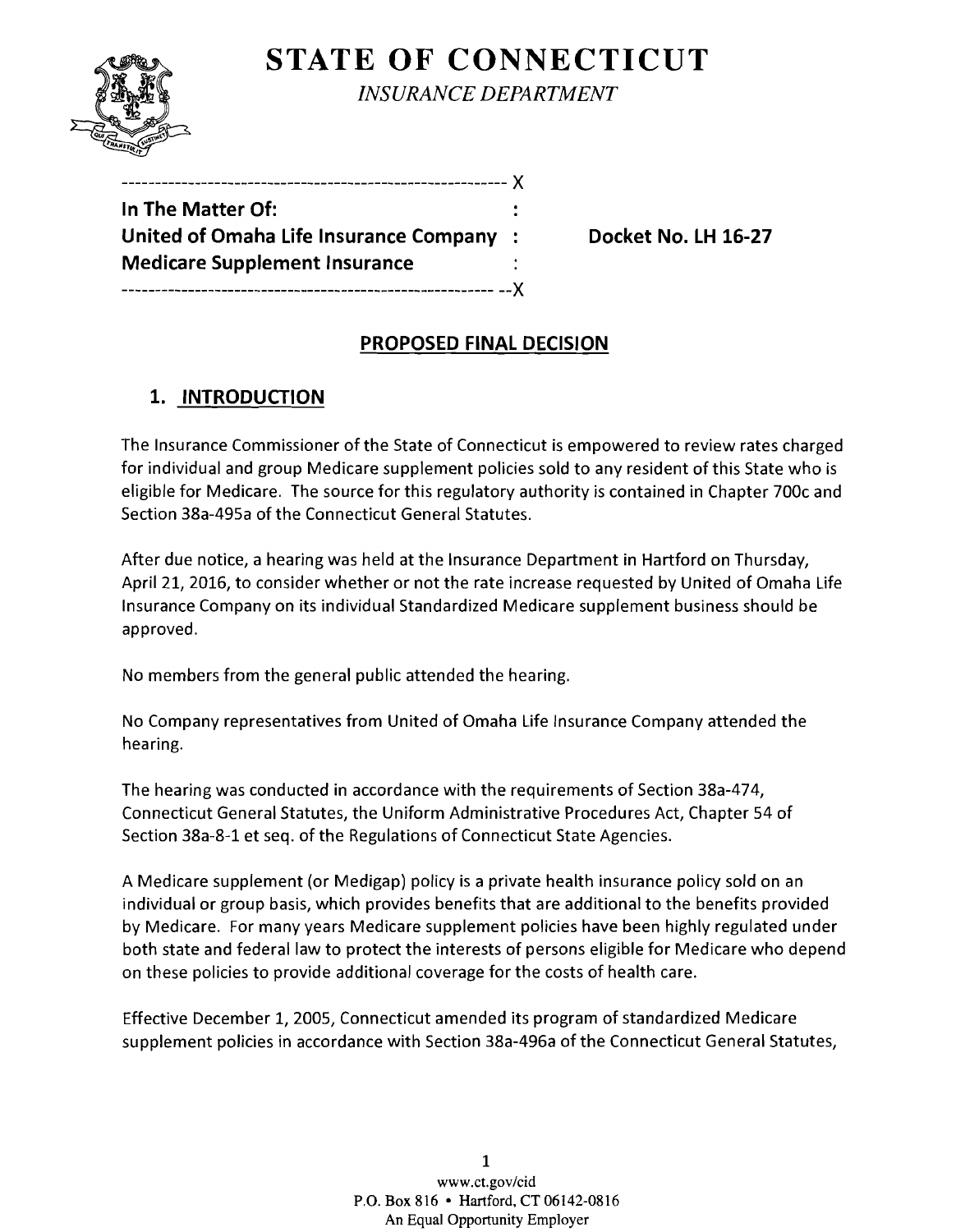# STATE OF CONNECTICUT

*INSURANCE DEPARTMENT*

---

**In The Matter Of:**
**United of Omaha Life Insurance Company**
**Medicare Supplement Insurance**

**Docket No. LH 16-27**

---

## PROPOSED FINAL DECISION

## 1. INTRODUCTION

The Insurance Commissioner of the State of Connecticut is empowered to review rates charged for individual and group Medicare supplement policies sold to any resident of this State who is eligible for Medicare. The source for this regulatory authority is contained in Chapter 700c and Section 38a-495a of the Connecticut General Statutes.

After due notice, a hearing was held at the Insurance Department in Hartford on Thursday, April 21, 2016, to consider whether or not the rate increase requested by United of Omaha Life Insurance Company on its individual Standardized Medicare supplement business should be approved.

No members from the general public attended the hearing.

No Company representatives from United of Omaha Life Insurance Company attended the hearing.

The hearing was conducted in accordance with the requirements of Section 38a-474, Connecticut General Statutes, the Uniform Administrative Procedures Act, Chapter 54 of Section 38a-8-1 et seq. of the Regulations of Connecticut State Agencies.

A Medicare supplement (or Medigap) policy is a private health insurance policy sold on an individual or group basis, which provides benefits that are additional to the benefits provided by Medicare. For many years Medicare supplement policies have been highly regulated under both state and federal law to protect the interests of persons eligible for Medicare who depend on these policies to provide additional coverage for the costs of health care.

Effective December 1, 2005, Connecticut amended its program of standardized Medicare supplement policies in accordance with Section 38a-496a of the Connecticut General Statutes,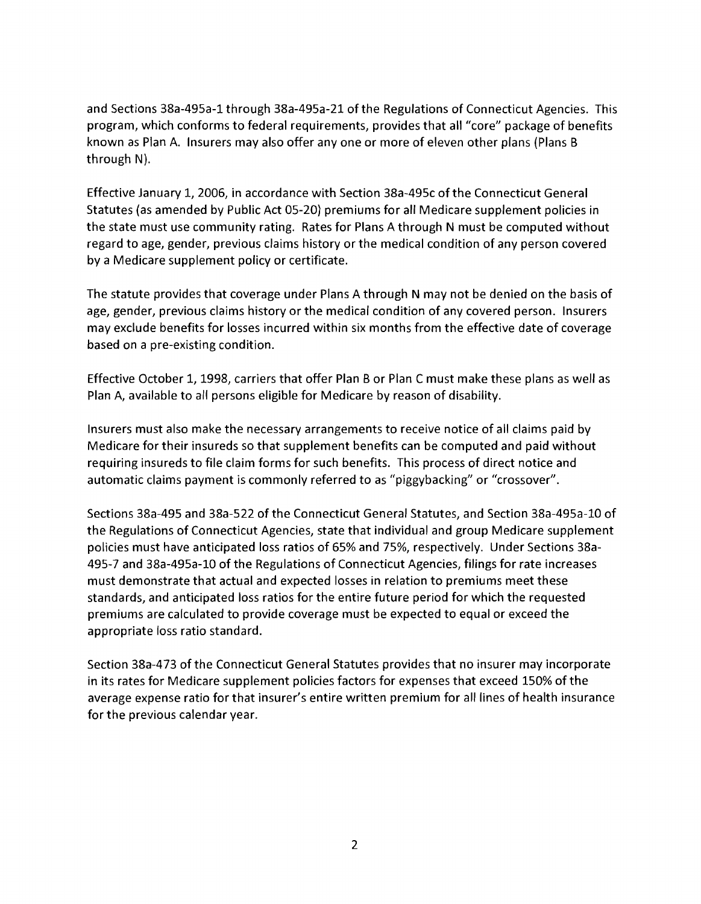and Sections 38a-495a-1 through 38a-495a-21 of the Regulations of Connecticut Agencies. This program, which conforms to federal requirements, provides that all "core" package of benefits known as Plan A. Insurers may also offer any one or more of eleven other plans (Plans B through N).

Effective January 1, 2006, in accordance with Section 38a-495c of the Connecticut General Statutes (as amended by Public Act 05-20) premiums for all Medicare supplement policies in the state must use community rating. Rates for Plans A through N must be computed without regard to age, gender, previous claims history or the medical condition of any person covered by a Medicare supplement policy or certificate.

The statute provides that coverage under Plans A through N may not be denied on the basis of age, gender, previous claims history or the medical condition of any covered person. Insurers may exclude benefits for losses incurred within six months from the effective date of coverage based on a pre-existing condition.

Effective October 1, 1998, carriers that offer Plan B or Plan C must make these plans as well as Plan A, available to all persons eligible for Medicare by reason of disability.

Insurers must also make the necessary arrangements to receive notice of all claims paid by Medicare for their insureds so that supplement benefits can be computed and paid without requiring insureds to file claim forms for such benefits. This process of direct notice and automatic claims payment is commonly referred to as "piggybacking" or "crossover".

Sections 38a-495 and 38a-522 of the Connecticut General Statutes, and Section 38a-495a-10 of the Regulations of Connecticut Agencies, state that individual and group Medicare supplement policies must have anticipated loss ratios of 65% and 75%, respectively. Under Sections 38a-495-7 and 38a-495a-10 of the Regulations of Connecticut Agencies, filings for rate increases must demonstrate that actual and expected losses in relation to premiums meet these standards, and anticipated loss ratios for the entire future period for which the requested premiums are calculated to provide coverage must be expected to equal or exceed the appropriate loss ratio standard.

Section 38a-473 of the Connecticut General Statutes provides that no insurer may incorporate in its rates for Medicare supplement policies factors for expenses that exceed 150% of the average expense ratio for that insurer's entire written premium for all lines of health insurance for the previous calendar year.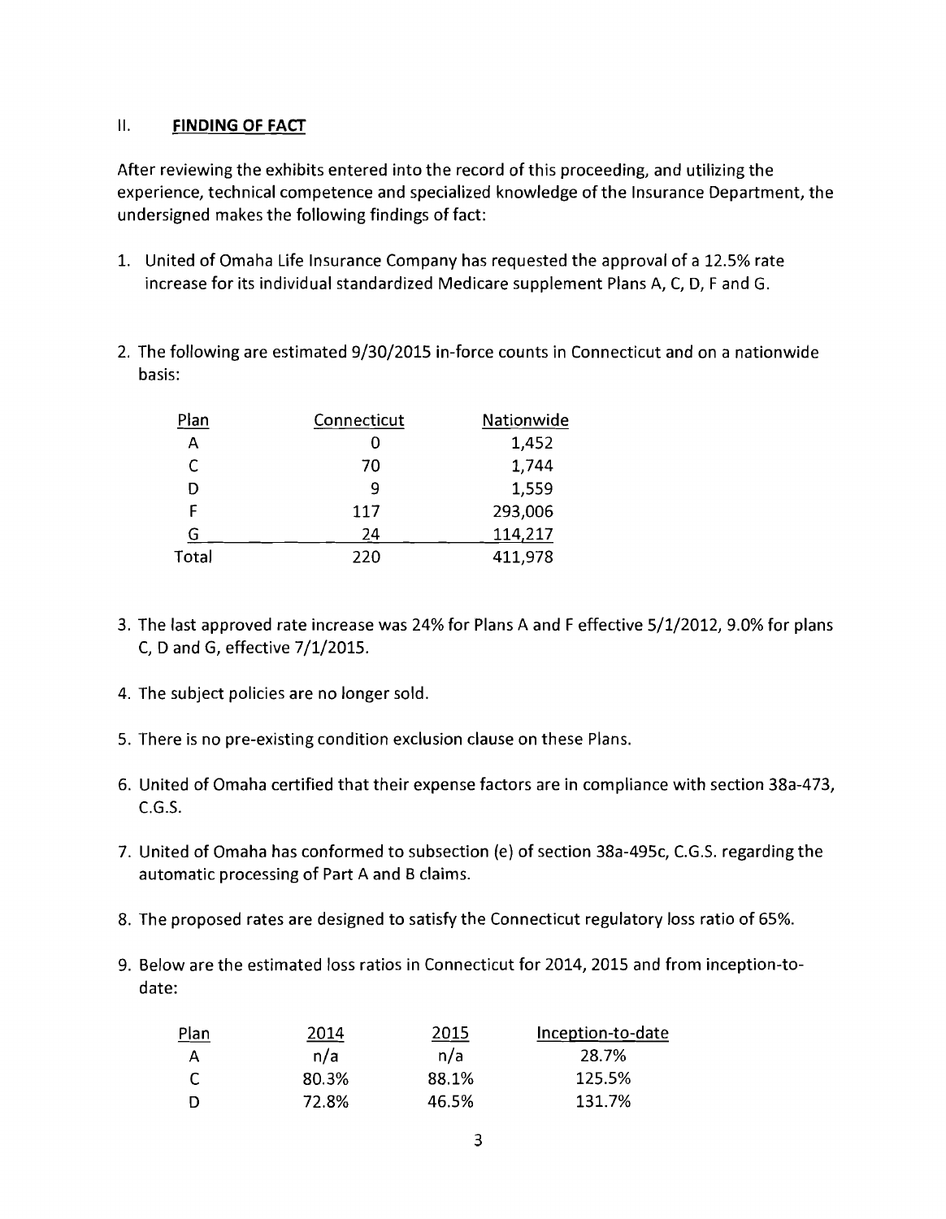## II. FINDING OF FACT

After reviewing the exhibits entered into the record of this proceeding, and utilizing the experience, technical competence and specialized knowledge of the Insurance Department, the undersigned makes the following findings of fact:

1. United of Omaha Life Insurance Company has requested the approval of a 12.5% rate increase for its individual standardized Medicare supplement Plans A, C, D, F and G.

2. The following are estimated 9/30/2015 in-force counts in Connecticut and on a nationwide basis:

| Plan | Connecticut | Nationwide |
|---|---|---|
| A | 0 | 1,452 |
| C | 70 | 1,744 |
| D | 9 | 1,559 |
| F | 117 | 293,006 |
| G | 24 | 114,217 |
| Total | 220 | 411,978 |

3. The last approved rate increase was 24% for Plans A and F effective 5/1/2012, 9.0% for plans C, D and G, effective 7/1/2015.

4. The subject policies are no longer sold.

5. There is no pre-existing condition exclusion clause on these Plans.

6. United of Omaha certified that their expense factors are in compliance with section 38a-473, C.G.S.

7. United of Omaha has conformed to subsection (e) of section 38a-495c, C.G.S. regarding the automatic processing of Part A and B claims.

8. The proposed rates are designed to satisfy the Connecticut regulatory loss ratio of 65%.

9. Below are the estimated loss ratios in Connecticut for 2014, 2015 and from inception-to-date:

| Plan | 2014 | 2015 | Inception-to-date |
|---|---|---|---|
| A | n/a | n/a | 28.7% |
| C | 80.3% | 88.1% | 125.5% |
| D | 72.8% | 46.5% | 131.7% |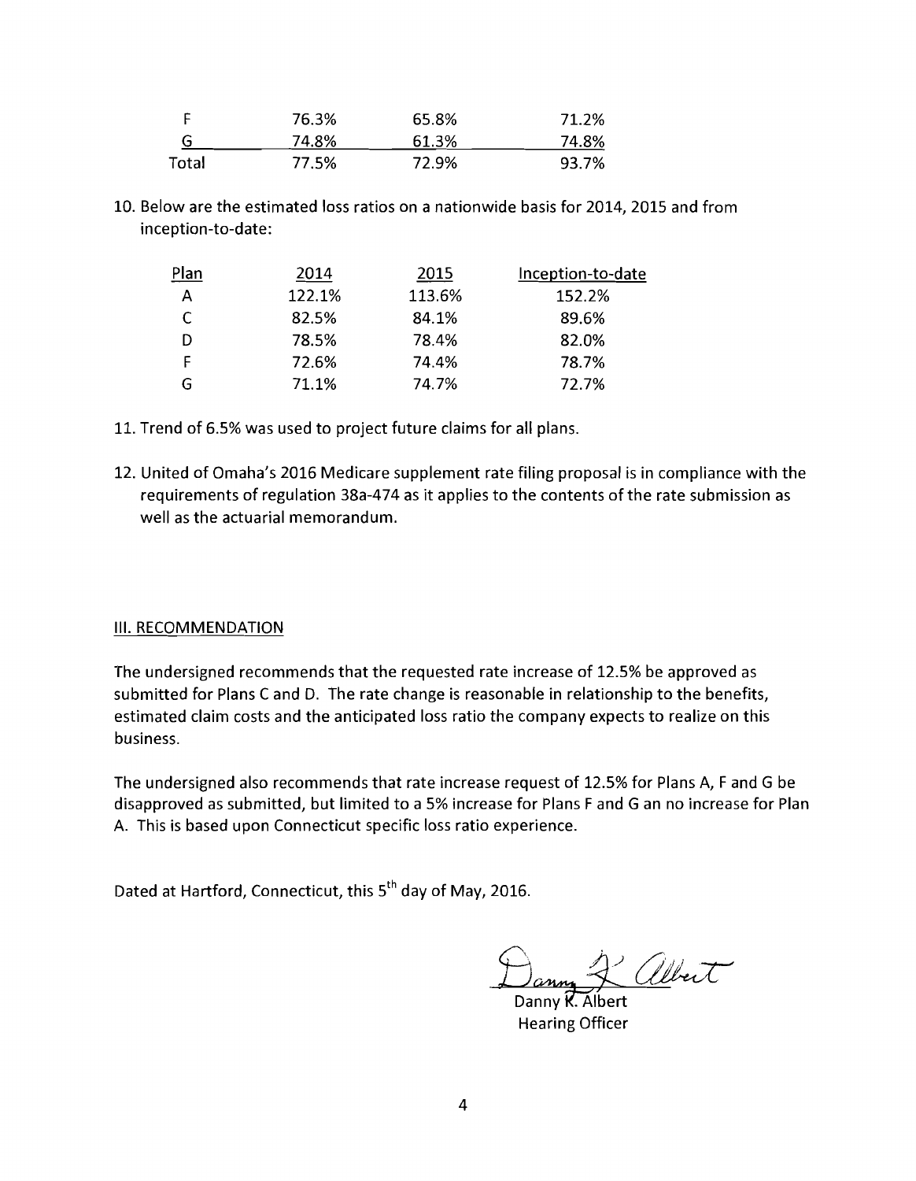| | | | |
|---|---|---|---|
| F | 76.3% | 65.8% | 71.2% |
| G | 74.8% | 61.3% | 74.8% |
| Total | 77.5% | 72.9% | 93.7% |

10. Below are the estimated loss ratios on a nationwide basis for 2014, 2015 and from inception-to-date:

| Plan | 2014 | 2015 | Inception-to-date |
|---|---|---|---|
| A | 122.1% | 113.6% | 152.2% |
| C | 82.5% | 84.1% | 89.6% |
| D | 78.5% | 78.4% | 82.0% |
| F | 72.6% | 74.4% | 78.7% |
| G | 71.1% | 74.7% | 72.7% |

11. Trend of 6.5% was used to project future claims for all plans.

12. United of Omaha's 2016 Medicare supplement rate filing proposal is in compliance with the requirements of regulation 38a-474 as it applies to the contents of the rate submission as well as the actuarial memorandum.

## III. RECOMMENDATION

The undersigned recommends that the requested rate increase of 12.5% be approved as submitted for Plans C and D. The rate change is reasonable in relationship to the benefits, estimated claim costs and the anticipated loss ratio the company expects to realize on this business.

The undersigned also recommends that rate increase request of 12.5% for Plans A, F and G be disapproved as submitted, but limited to a 5% increase for Plans F and G an no increase for Plan A. This is based upon Connecticut specific loss ratio experience.

Dated at Hartford, Connecticut, this 5th day of May, 2016.

Danny K. Albert

Danny K. Albert
Hearing Officer